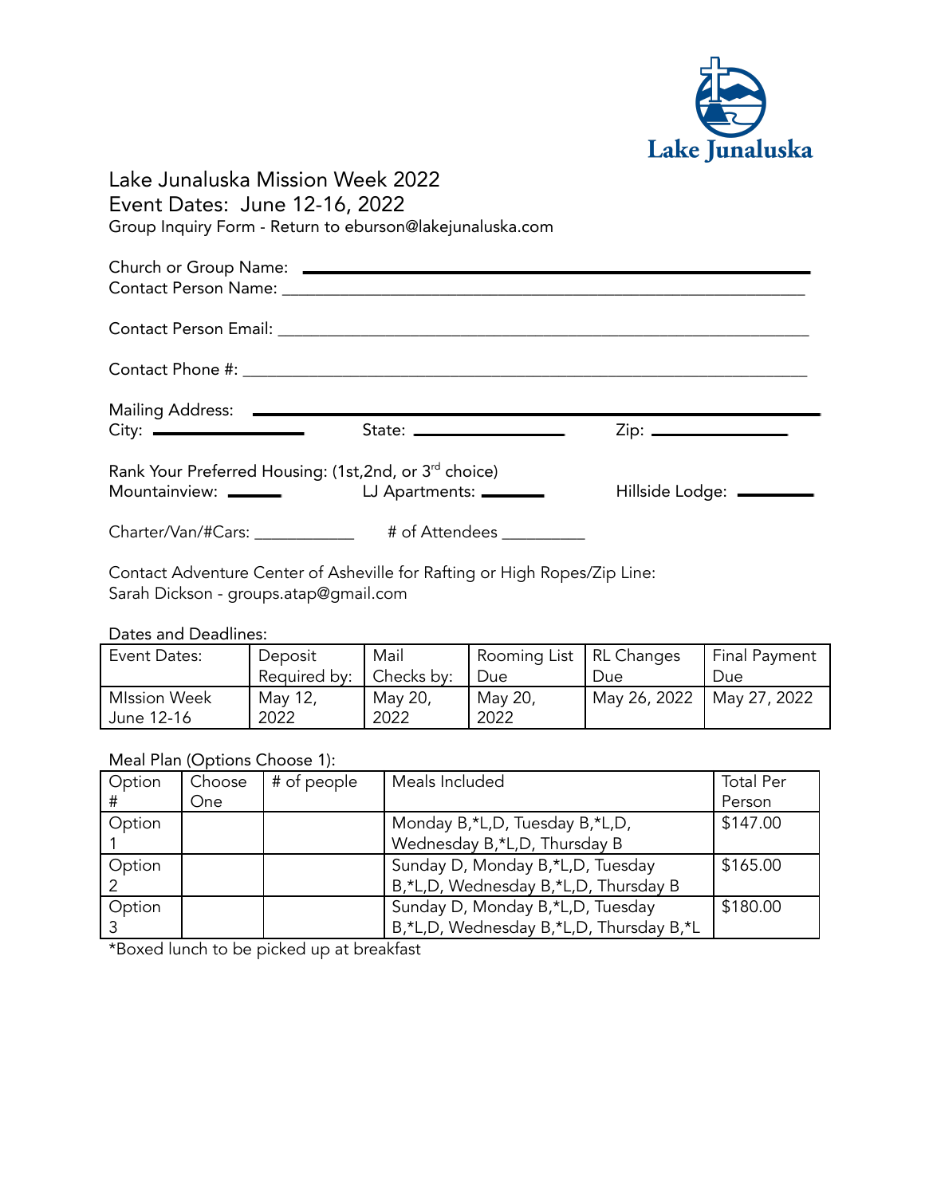Lake Junaluska

# Lake Junaluska Mission Week 2022
## Event Dates: June 12-16, 2022
Group Inquiry Form - Return to eburson@lakejunaluska.com

Church or Group Name: ______________________________________________
Contact Person Name: ______________________________________________

Contact Person Email: ______________________________________________

Contact Phone #: ______________________________________________

Mailing Address: ______________________________________________
City: ______________ State: ______________ Zip: ______________

Rank Your Preferred Housing: (1st,2nd, or 3rd choice)
Mountainview: ______ LJ Apartments: ______ Hillside Lodge: ______

Charter/Van/#Cars: ___________ # of Attendees _________

Contact Adventure Center of Asheville for Rafting or High Ropes/Zip Line:
Sarah Dickson - groups.atap@gmail.com

Dates and Deadlines:

| Event Dates: | Deposit Required by: | Mail Checks by: | Rooming List Due | RL Changes Due | Final Payment Due |
|---|---|---|---|---|---|
| MIssion Week June 12-16 | May 12, 2022 | May 20, 2022 | May 20, 2022 | May 26, 2022 | May 27, 2022 |

Meal Plan (Options Choose 1):

| Option # | Choose One | # of people | Meals Included | Total Per Person |
|---|---|---|---|---|
| Option 1 | | | Monday B,*L,D, Tuesday B,*L,D, Wednesday B,*L,D, Thursday B | $147.00 |
| Option 2 | | | Sunday D, Monday B,*L,D, Tuesday B,*L,D, Wednesday B,*L,D, Thursday B | $165.00 |
| Option 3 | | | Sunday D, Monday B,*L,D, Tuesday B,*L,D, Wednesday B,*L,D, Thursday B,*L | $180.00 |

*Boxed lunch to be picked up at breakfast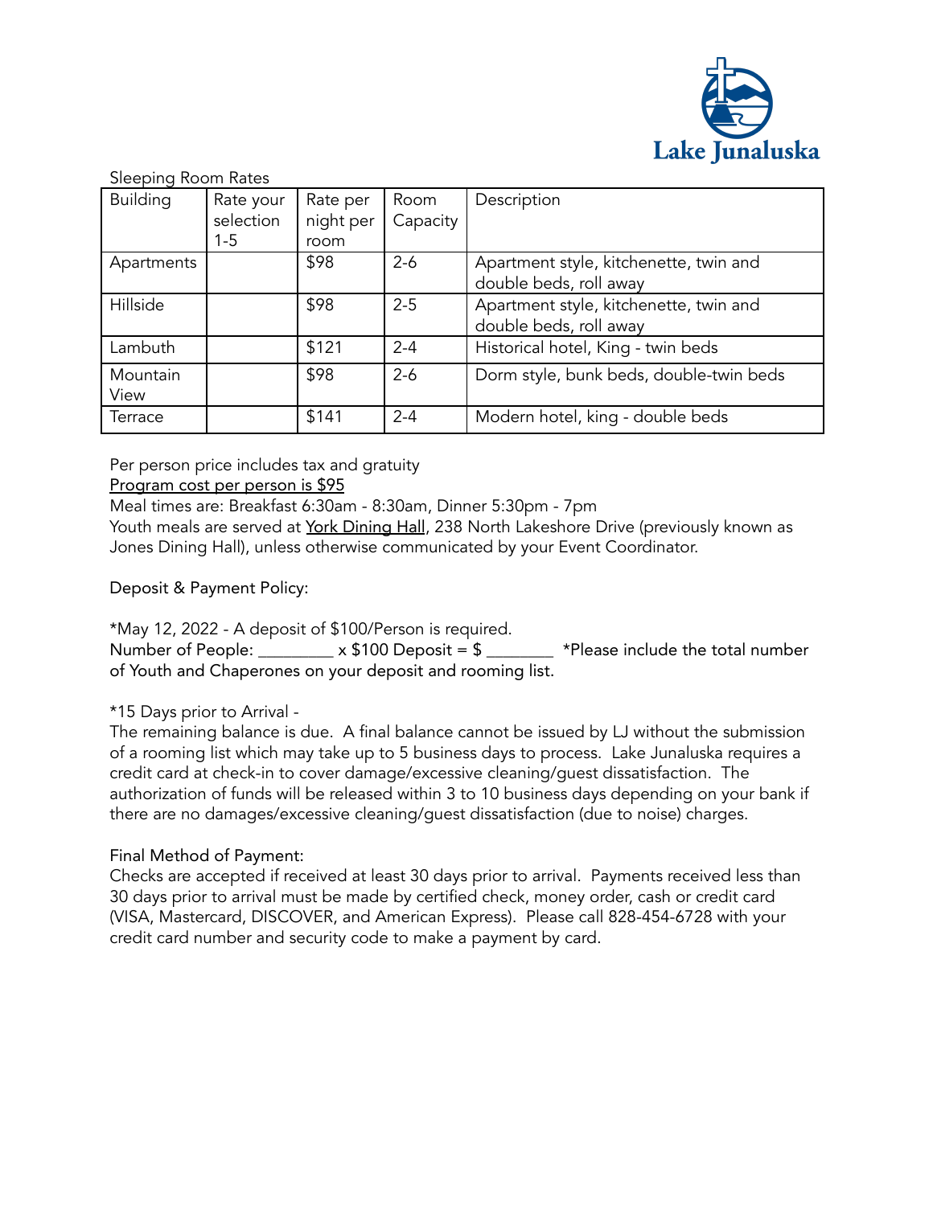Sleeping Room Rates

| Building | Rate your selection 1-5 | Rate per night per room | Room Capacity | Description |
|---|---|---|---|---|
| Apartments | | $98 | 2-6 | Apartment style, kitchenette, twin and double beds, roll away |
| Hillside | | $98 | 2-5 | Apartment style, kitchenette, twin and double beds, roll away |
| Lambuth | | $121 | 2-4 | Historical hotel, King - twin beds |
| Mountain View | | $98 | 2-6 | Dorm style, bunk beds, double-twin beds |
| Terrace | | $141 | 2-4 | Modern hotel, king - double beds |

Per person price includes tax and gratuity

Program cost per person is $95

Meal times are: Breakfast 6:30am - 8:30am, Dinner 5:30pm - 7pm

Youth meals are served at York Dining Hall, 238 North Lakeshore Drive (previously known as Jones Dining Hall), unless otherwise communicated by your Event Coordinator.

Deposit & Payment Policy:

*May 12, 2022 - A deposit of $100/Person is required.

Number of People: _________ x $100 Deposit = $ ________ *Please include the total number of Youth and Chaperones on your deposit and rooming list.

*15 Days prior to Arrival -

The remaining balance is due. A final balance cannot be issued by LJ without the submission of a rooming list which may take up to 5 business days to process. Lake Junaluska requires a credit card at check-in to cover damage/excessive cleaning/guest dissatisfaction. The authorization of funds will be released within 3 to 10 business days depending on your bank if there are no damages/excessive cleaning/guest dissatisfaction (due to noise) charges.

Final Method of Payment:

Checks are accepted if received at least 30 days prior to arrival. Payments received less than 30 days prior to arrival must be made by certified check, money order, cash or credit card (VISA, Mastercard, DISCOVER, and American Express). Please call 828-454-6728 with your credit card number and security code to make a payment by card.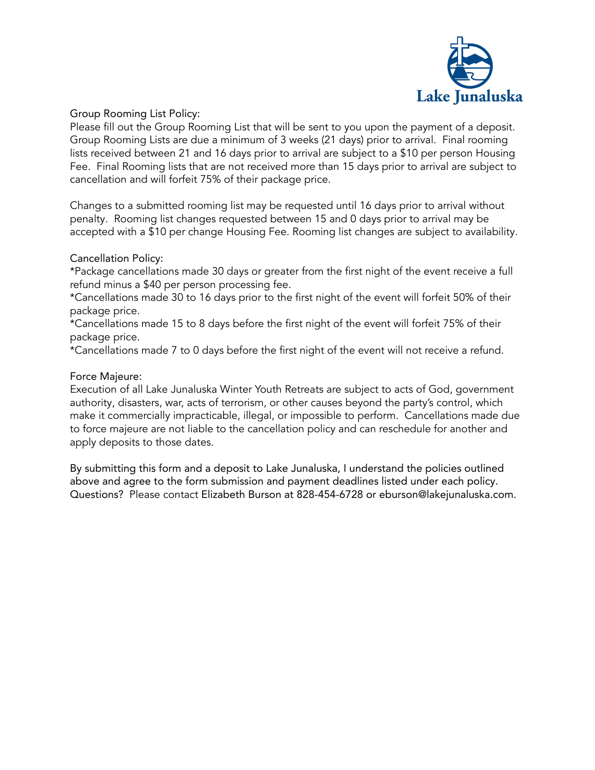Lake Junaluska

Group Rooming List Policy:

Please fill out the Group Rooming List that will be sent to you upon the payment of a deposit. Group Rooming Lists are due a minimum of 3 weeks (21 days) prior to arrival. Final rooming lists received between 21 and 16 days prior to arrival are subject to a $10 per person Housing Fee. Final Rooming lists that are not received more than 15 days prior to arrival are subject to cancellation and will forfeit 75% of their package price.

Changes to a submitted rooming list may be requested until 16 days prior to arrival without penalty. Rooming list changes requested between 15 and 0 days prior to arrival may be accepted with a $10 per change Housing Fee. Rooming list changes are subject to availability.

Cancellation Policy:

*Package cancellations made 30 days or greater from the first night of the event receive a full refund minus a $40 per person processing fee.

*Cancellations made 30 to 16 days prior to the first night of the event will forfeit 50% of their package price.

*Cancellations made 15 to 8 days before the first night of the event will forfeit 75% of their package price.

*Cancellations made 7 to 0 days before the first night of the event will not receive a refund.

Force Majeure:

Execution of all Lake Junaluska Winter Youth Retreats are subject to acts of God, government authority, disasters, war, acts of terrorism, or other causes beyond the party's control, which make it commercially impracticable, illegal, or impossible to perform. Cancellations made due to force majeure are not liable to the cancellation policy and can reschedule for another and apply deposits to those dates.

By submitting this form and a deposit to Lake Junaluska, I understand the policies outlined above and agree to the form submission and payment deadlines listed under each policy. Questions? Please contact Elizabeth Burson at 828-454-6728 or eburson@lakejunaluska.com.